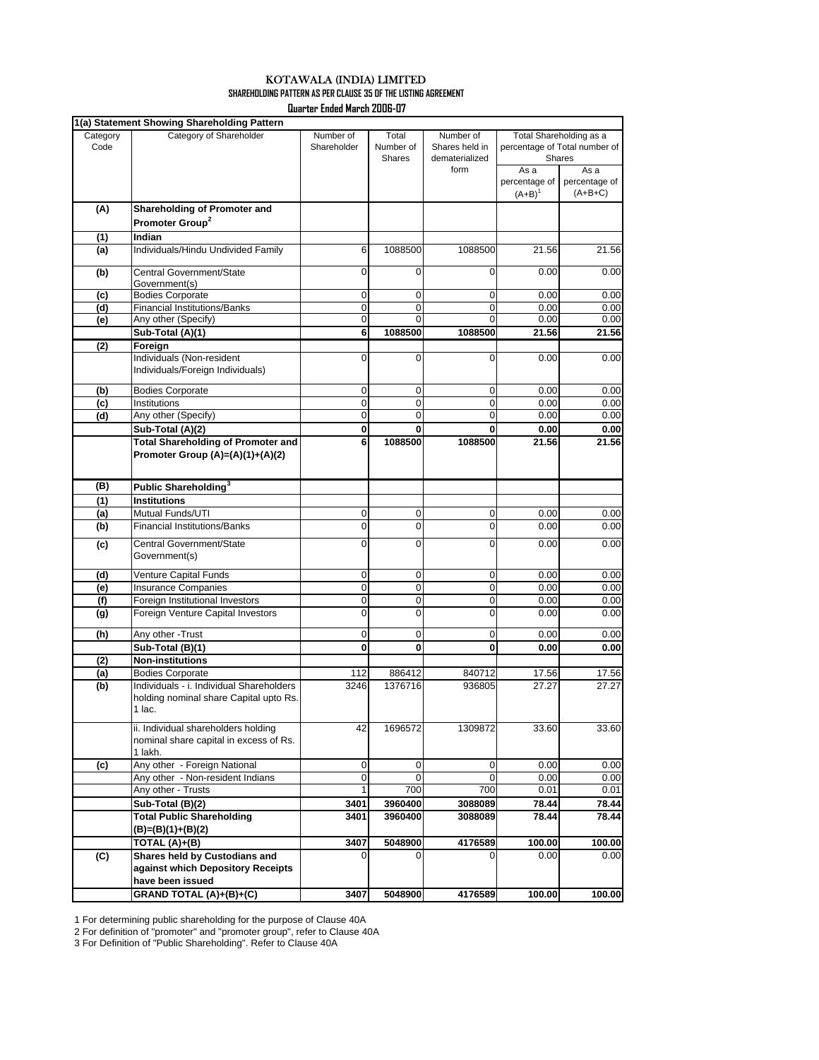# KOTAWALA (INDIA) LIMITED

## SHAREHOLDING PATTERN AS PER CLAUSE 35 OF THE LISTING AGREEMENT

### Quarter Ended March 2006-07

**1(a) Statement Showing Shareholding Pattern**

| Category Code | Category of Shareholder | Number of Shareholder | Total Number of Shares | Number of Shares held in dematerialized form | Total Shareholding as a percentage of Total number of Shares | |
|---|---|---|---|---|---|---|
| | | | | | As a percentage of (A+B)[1] | As a percentage of (A+B+C) |
| **(A)** | **Shareholding of Promoter and Promoter Group[2]** | | | | | |
| **(1)** | **Indian** | | | | | |
| **(a)** | Individuals/Hindu Undivided Family | 6 | 1088500 | 1088500 | 21.56 | 21.56 |
| **(b)** | Central Government/State Government(s) | 0 | 0 | 0 | 0.00 | 0.00 |
| **(c)** | Bodies Corporate | 0 | 0 | 0 | 0.00 | 0.00 |
| **(d)** | Financial Institutions/Banks | 0 | 0 | 0 | 0.00 | 0.00 |
| **(e)** | Any other (Specify) | 0 | 0 | 0 | 0.00 | 0.00 |
| | **Sub-Total (A)(1)** | **6** | **1088500** | **1088500** | **21.56** | **21.56** |
| **(2)** | **Foreign** | | | | | |
| | Individuals (Non-resident Individuals/Foreign Individuals) | 0 | 0 | 0 | 0.00 | 0.00 |
| **(b)** | Bodies Corporate | 0 | 0 | 0 | 0.00 | 0.00 |
| **(c)** | Institutions | 0 | 0 | 0 | 0.00 | 0.00 |
| **(d)** | Any other (Specify) | 0 | 0 | 0 | 0.00 | 0.00 |
| | **Sub-Total (A)(2)** | **0** | **0** | **0** | **0.00** | **0.00** |
| | **Total Shareholding of Promoter and Promoter Group (A)=(A)(1)+(A)(2)** | **6** | **1088500** | **1088500** | **21.56** | **21.56** |
| **(B)** | **Public Shareholding[3]** | | | | | |
| **(1)** | **Institutions** | | | | | |
| **(a)** | Mutual Funds/UTI | 0 | 0 | 0 | 0.00 | 0.00 |
| **(b)** | Financial Institutions/Banks | 0 | 0 | 0 | 0.00 | 0.00 |
| **(c)** | Central Government/State Government(s) | 0 | 0 | 0 | 0.00 | 0.00 |
| **(d)** | Venture Capital Funds | 0 | 0 | 0 | 0.00 | 0.00 |
| **(e)** | Insurance Companies | 0 | 0 | 0 | 0.00 | 0.00 |
| **(f)** | Foreign Institutional Investors | 0 | 0 | 0 | 0.00 | 0.00 |
| **(g)** | Foreign Venture Capital Investors | 0 | 0 | 0 | 0.00 | 0.00 |
| **(h)** | Any other -Trust | 0 | 0 | 0 | 0.00 | 0.00 |
| | **Sub-Total (B)(1)** | **0** | **0** | **0** | **0.00** | **0.00** |
| **(2)** | **Non-institutions** | | | | | |
| **(a)** | Bodies Corporate | 112 | 886412 | 840712 | 17.56 | 17.56 |
| **(b)** | Individuals - i. Individual Shareholders holding nominal share Capital upto Rs. 1 lac. | 3246 | 1376716 | 936805 | 27.27 | 27.27 |
| | ii. Individual shareholders holding nominal share capital in excess of Rs. 1 lakh. | 42 | 1696572 | 1309872 | 33.60 | 33.60 |
| **(c)** | Any other - Foreign National | 0 | 0 | 0 | 0.00 | 0.00 |
| | Any other - Non-resident Indians | 0 | 0 | 0 | 0.00 | 0.00 |
| | Any other - Trusts | 1 | 700 | 700 | 0.01 | 0.01 |
| | **Sub-Total (B)(2)** | **3401** | **3960400** | **3088089** | **78.44** | **78.44** |
| | **Total Public Shareholding (B)=(B)(1)+(B)(2)** | **3401** | **3960400** | **3088089** | **78.44** | **78.44** |
| | **TOTAL (A)+(B)** | **3407** | **5048900** | **4176589** | **100.00** | **100.00** |
| **(C)** | **Shares held by Custodians and against which Depository Receipts have been issued** | 0 | 0 | 0 | 0.00 | 0.00 |
| | **GRAND TOTAL (A)+(B)+(C)** | **3407** | **5048900** | **4176589** | **100.00** | **100.00** |

1 For determining public shareholding for the purpose of Clause 40A

2 For definition of "promoter" and "promoter group", refer to Clause 40A

3 For Definition of "Public Shareholding". Refer to Clause 40A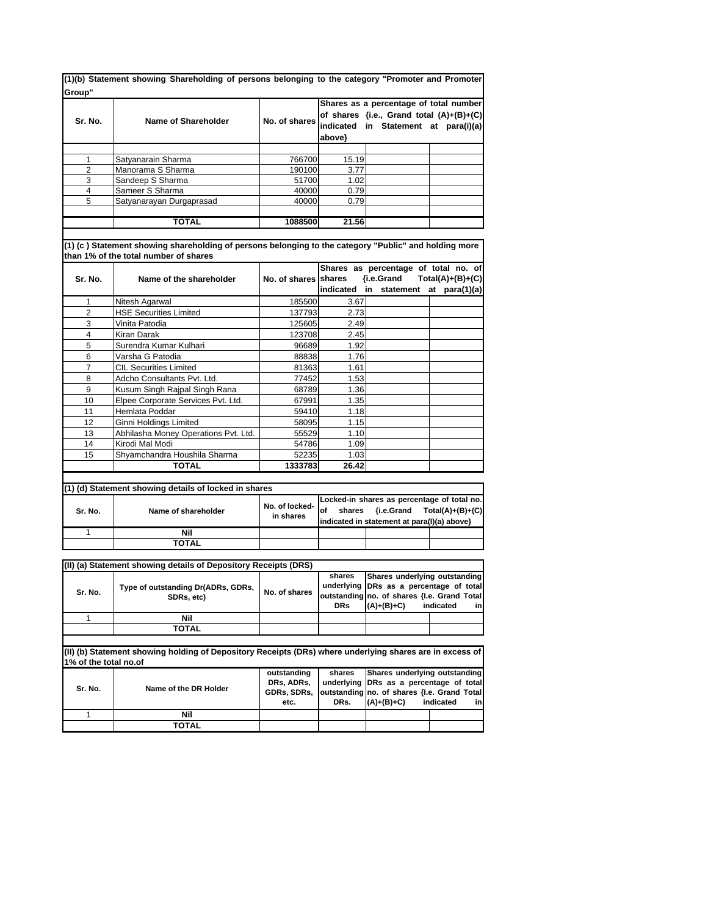## (1)(b) Statement showing Shareholding of persons belonging to the category "Promoter and Promoter Group"

| Sr. No. | Name of Shareholder | No. of shares | Shares as a percentage of total number of shares {i.e., Grand total (A)+(B)+(C) indicated in Statement at para(i)(a) above} | | |
|---|---|---|---|---|---|
| | | | | | |
| 1 | Satyanarain Sharma | 766700 | 15.19 | | |
| 2 | Manorama S Sharma | 190100 | 3.77 | | |
| 3 | Sandeep S Sharma | 51700 | 1.02 | | |
| 4 | Sameer S Sharma | 40000 | 0.79 | | |
| 5 | Satyanarayan Durgaprasad | 40000 | 0.79 | | |
| | | | | | |
| | **TOTAL** | **1088500** | **21.56** | | |

## (1) (c ) Statement showing shareholding of persons belonging to the category "Public" and holding more than 1% of the total number of shares

| Sr. No. | Name of the shareholder | No. of shares | Shares as percentage of total no. of shares {i.e.Grand Total(A)+(B)+(C) indicated in statement at para(1)(a) | | |
|---|---|---|---|---|---|
| 1 | Nitesh Agarwal | 185500 | 3.67 | | |
| 2 | HSE Securities Limited | 137793 | 2.73 | | |
| 3 | Vinita Patodia | 125605 | 2.49 | | |
| 4 | Kiran Darak | 123708 | 2.45 | | |
| 5 | Surendra Kumar Kulhari | 96689 | 1.92 | | |
| 6 | Varsha G Patodia | 88838 | 1.76 | | |
| 7 | CIL Securities Limited | 81363 | 1.61 | | |
| 8 | Adcho Consultants Pvt. Ltd. | 77452 | 1.53 | | |
| 9 | Kusum Singh Rajpal Singh Rana | 68789 | 1.36 | | |
| 10 | Elpee Corporate Services Pvt. Ltd. | 67991 | 1.35 | | |
| 11 | Hemlata Poddar | 59410 | 1.18 | | |
| 12 | Ginni Holdings Limited | 58095 | 1.15 | | |
| 13 | Abhilasha Money Operations Pvt. Ltd. | 55529 | 1.10 | | |
| 14 | Kirodi Mal Modi | 54786 | 1.09 | | |
| 15 | Shyamchandra Houshila Sharma | 52235 | 1.03 | | |
| | **TOTAL** | **1333783** | **26.42** | | |

## (1) (d) Statement showing details of locked in shares

| Sr. No. | Name of shareholder | No. of locked-in shares | Locked-in shares as percentage of total no. of shares {i.e.Grand Total(A)+(B)+(C) indicated in statement at para(I)(a) above} | | |
|---|---|---|---|---|---|
| 1 | Nil | | | | |
| | TOTAL | | | | |

## (II) (a) Statement showing details of Depository Receipts (DRS)

| Sr. No. | Type of outstanding Dr(ADRs, GDRs, SDRs, etc) | No. of shares | shares underlying outstanding DRs | Shares underlying outstanding DRs as a percentage of total no. of shares {I.e. Grand Total (A)+(B)+C) indicated in | |
|---|---|---|---|---|---|
| 1 | Nil | | | | |
| | TOTAL | | | | |

## (II) (b) Statement showing holding of Depository Receipts (DRs) where underlying shares are in excess of 1% of the total no.of

| Sr. No. | Name of the DR Holder | outstanding DRs, ADRs, GDRs, SDRs, etc. | shares underlying outstanding DRs. | Shares underlying outstanding DRs as a percentage of total no. of shares {I.e. Grand Total (A)+(B)+C) indicated in | |
|---|---|---|---|---|---|
| 1 | Nil | | | | |
| | TOTAL | | | | |